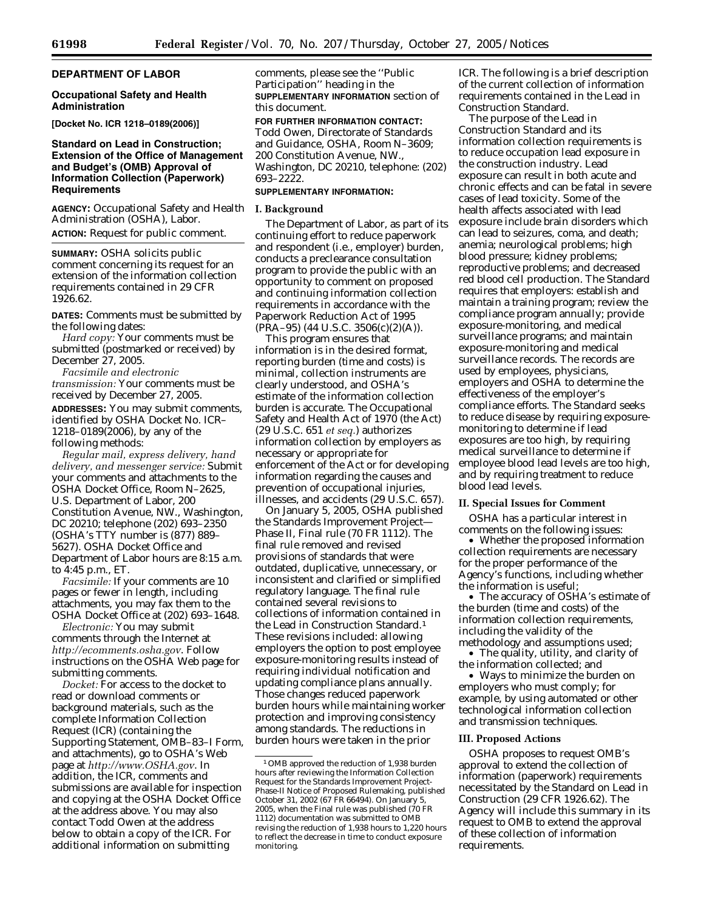**DEPARTMENT OF LABOR**

**Occupational Safety and Health Administration**

**[Docket No. ICR 1218–0189(2006)]**

## Standard on Lead in Construction; Extension of the Office of Management and Budget's (OMB) Approval of Information Collection (Paperwork) Requirements

**AGENCY:** Occupational Safety and Health Administration (OSHA), Labor.

**ACTION:** Request for public comment.

**SUMMARY:** OSHA solicits public comment concerning its request for an extension of the information collection requirements contained in 29 CFR 1926.62.

**DATES:** Comments must be submitted by the following dates:

*Hard copy:* Your comments must be submitted (postmarked or received) by December 27, 2005.

*Facsimile and electronic transmission:* Your comments must be received by December 27, 2005.

**ADDRESSES:** You may submit comments, identified by OSHA Docket No. ICR–1218–0189(2006), by any of the following methods:

*Regular mail, express delivery, hand delivery, and messenger service:* Submit your comments and attachments to the OSHA Docket Office, Room N–2625, U.S. Department of Labor, 200 Constitution Avenue, NW., Washington, DC 20210; telephone (202) 693–2350 (OSHA's TTY number is (877) 889–5627). OSHA Docket Office and Department of Labor hours are 8:15 a.m. to 4:45 p.m., ET.

*Facsimile:* If your comments are 10 pages or fewer in length, including attachments, you may fax them to the OSHA Docket Office at (202) 693–1648.

*Electronic:* You may submit comments through the Internet at *http://ecomments.osha.gov*. Follow instructions on the OSHA Web page for submitting comments.

*Docket:* For access to the docket to read or download comments or background materials, such as the complete Information Collection Request (ICR) (containing the Supporting Statement, OMB–83–I Form, and attachments), go to OSHA's Web page at *http://www.OSHA.gov*. In addition, the ICR, comments and submissions are available for inspection and copying at the OSHA Docket Office at the address above. You may also contact Todd Owen at the address below to obtain a copy of the ICR. For additional information on submitting comments, please see the "Public Participation" heading in the **SUPPLEMENTARY INFORMATION** section of this document.

**FOR FURTHER INFORMATION CONTACT:** Todd Owen, Directorate of Standards and Guidance, OSHA, Room N–3609; 200 Constitution Avenue, NW., Washington, DC 20210, telephone: (202) 693–2222.

**SUPPLEMENTARY INFORMATION:**

### I. Background

The Department of Labor, as part of its continuing effort to reduce paperwork and respondent (i.e., employer) burden, conducts a preclearance consultation program to provide the public with an opportunity to comment on proposed and continuing information collection requirements in accordance with the Paperwork Reduction Act of 1995 (PRA–95) (44 U.S.C. 3506(c)(2)(A)).

This program ensures that information is in the desired format, reporting burden (time and costs) is minimal, collection instruments are clearly understood, and OSHA's estimate of the information collection burden is accurate. The Occupational Safety and Health Act of 1970 (the Act) (29 U.S.C. 651 *et seq.*) authorizes information collection by employers as necessary or appropriate for enforcement of the Act or for developing information regarding the causes and prevention of occupational injuries, illnesses, and accidents (29 U.S.C. 657).

On January 5, 2005, OSHA published the Standards Improvement Project—Phase II, Final rule (70 FR 1112). The final rule removed and revised provisions of standards that were outdated, duplicative, unnecessary, or inconsistent and clarified or simplified regulatory language. The final rule contained several revisions to collections of information contained in the Lead in Construction Standard.[1] These revisions included: allowing employers the option to post employee exposure-monitoring results instead of requiring individual notification and updating compliance plans annually. Those changes reduced paperwork burden hours while maintaining worker protection and improving consistency among standards. The reductions in burden hours were taken in the prior ICR. The following is a brief description of the current collection of information requirements contained in the Lead in Construction Standard.

The purpose of the Lead in Construction Standard and its information collection requirements is to reduce occupation lead exposure in the construction industry. Lead exposure can result in both acute and chronic effects and can be fatal in severe cases of lead toxicity. Some of the health affects associated with lead exposure include brain disorders which can lead to seizures, coma, and death; anemia; neurological problems; high blood pressure; kidney problems; reproductive problems; and decreased red blood cell production. The Standard requires that employers: establish and maintain a training program; review the compliance program annually; provide exposure-monitoring, and medical surveillance programs; and maintain exposure-monitoring and medical surveillance records. The records are used by employees, physicians, employers and OSHA to determine the effectiveness of the employer's compliance efforts. The Standard seeks to reduce disease by requiring exposure-monitoring to determine if lead exposures are too high, by requiring medical surveillance to determine if employee blood lead levels are too high, and by requiring treatment to reduce blood lead levels.

### II. Special Issues for Comment

OSHA has a particular interest in comments on the following issues:

- Whether the proposed information collection requirements are necessary for the proper performance of the Agency's functions, including whether the information is useful;
- The accuracy of OSHA's estimate of the burden (time and costs) of the information collection requirements, including the validity of the methodology and assumptions used;
- The quality, utility, and clarity of the information collected; and
- Ways to minimize the burden on employers who must comply; for example, by using automated or other technological information collection and transmission techniques.

### III. Proposed Actions

OSHA proposes to request OMB's approval to extend the collection of information (paperwork) requirements necessitated by the Standard on Lead in Construction (29 CFR 1926.62). The Agency will include this summary in its request to OMB to extend the approval of these collection of information requirements.

---

[1] OMB approved the reduction of 1,938 burden hours after reviewing the Information Collection Request for the Standards Improvement Project-Phase-II Notice of Proposed Rulemaking, published October 31, 2002 (67 FR 66494). On January 5, 2005, when the Final rule was published (70 FR 1112) documentation was submitted to OMB revising the reduction of 1,938 hours to 1,220 hours to reflect the decrease in time to conduct exposure monitoring.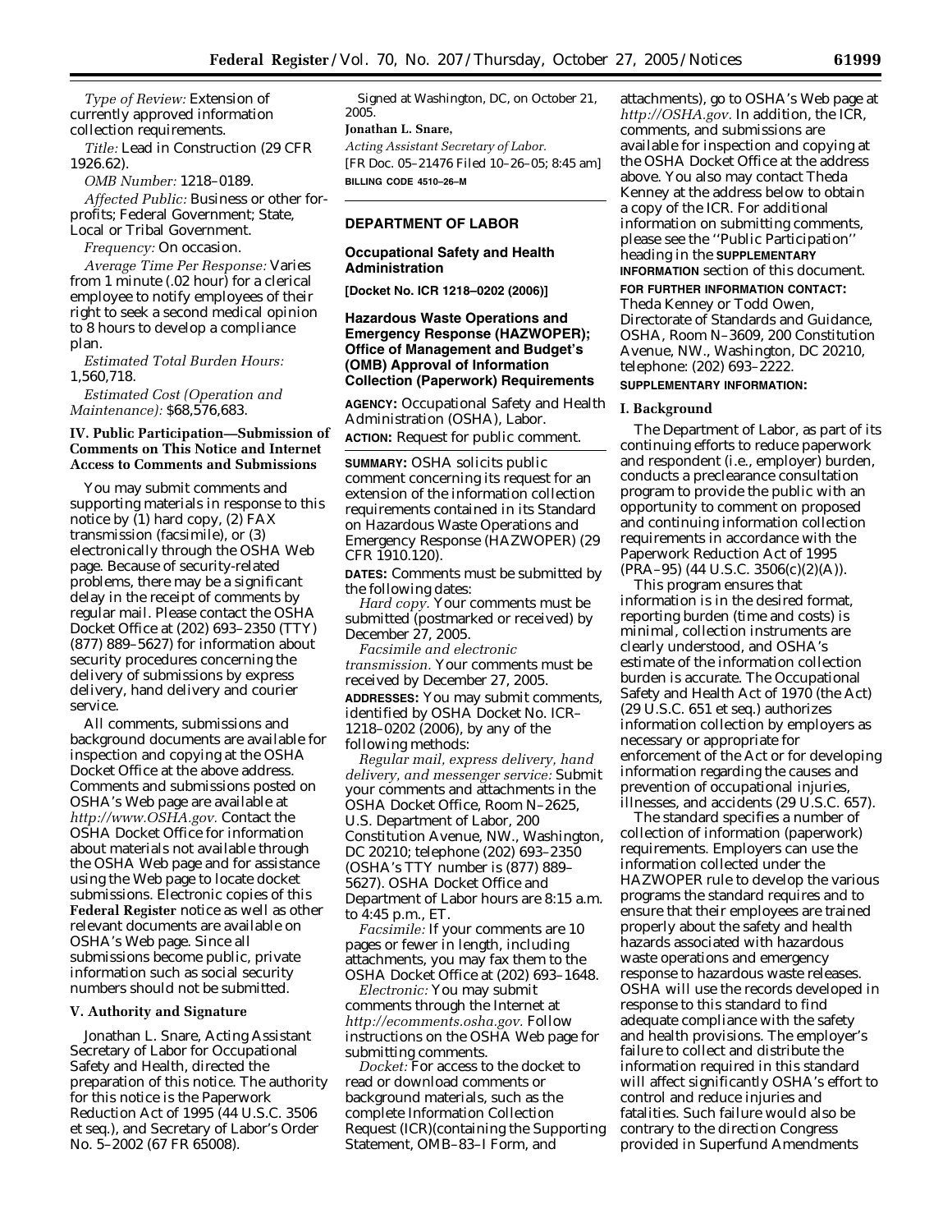*Type of Review:* Extension of currently approved information collection requirements.

*Title:* Lead in Construction (29 CFR 1926.62).

*OMB Number:* 1218–0189.

*Affected Public:* Business or other for-profits; Federal Government; State, Local or Tribal Government.

*Frequency:* On occasion.

*Average Time Per Response:* Varies from 1 minute (.02 hour) for a clerical employee to notify employees of their right to seek a second medical opinion to 8 hours to develop a compliance plan.

*Estimated Total Burden Hours:* 1,560,718.

*Estimated Cost (Operation and Maintenance):* $68,576,683.

### IV. Public Participation—Submission of Comments on This Notice and Internet Access to Comments and Submissions

You may submit comments and supporting materials in response to this notice by (1) hard copy, (2) FAX transmission (facsimile), or (3) electronically through the OSHA Web page. Because of security-related problems, there may be a significant delay in the receipt of comments by regular mail. Please contact the OSHA Docket Office at (202) 693–2350 (TTY) (877) 889–5627) for information about security procedures concerning the delivery of submissions by express delivery, hand delivery and courier service.

All comments, submissions and background documents are available for inspection and copying at the OSHA Docket Office at the above address. Comments and submissions posted on OSHA's Web page are available at *http://www.OSHA.gov.* Contact the OSHA Docket Office for information about materials not available through the OSHA Web page and for assistance using the Web page to locate docket submissions. Electronic copies of this **Federal Register** notice as well as other relevant documents are available on OSHA's Web page. Since all submissions become public, private information such as social security numbers should not be submitted.

### V. Authority and Signature

Jonathan L. Snare, Acting Assistant Secretary of Labor for Occupational Safety and Health, directed the preparation of this notice. The authority for this notice is the Paperwork Reduction Act of 1995 (44 U.S.C. 3506 et seq.), and Secretary of Labor's Order No. 5–2002 (67 FR 65008).

Signed at Washington, DC, on October 21, 2005.

**Jonathan L. Snare,**

*Acting Assistant Secretary of Labor.*

[FR Doc. 05–21476 Filed 10–26–05; 8:45 am]

**BILLING CODE 4510–26–M**

---

## DEPARTMENT OF LABOR

### Occupational Safety and Health Administration

**[Docket No. ICR 1218–0202 (2006)]**

### Hazardous Waste Operations and Emergency Response (HAZWOPER); Office of Management and Budget's (OMB) Approval of Information Collection (Paperwork) Requirements

**AGENCY:** Occupational Safety and Health Administration (OSHA), Labor.

**ACTION:** Request for public comment.

---

**SUMMARY:** OSHA solicits public comment concerning its request for an extension of the information collection requirements contained in its Standard on Hazardous Waste Operations and Emergency Response (HAZWOPER) (29 CFR 1910.120).

**DATES:** Comments must be submitted by the following dates:

*Hard copy.* Your comments must be submitted (postmarked or received) by December 27, 2005.

*Facsimile and electronic transmission.* Your comments must be received by December 27, 2005.

**ADDRESSES:** You may submit comments, identified by OSHA Docket No. ICR–1218–0202 (2006), by any of the following methods:

*Regular mail, express delivery, hand delivery, and messenger service:* Submit your comments and attachments in the OSHA Docket Office, Room N–2625, U.S. Department of Labor, 200 Constitution Avenue, NW., Washington, DC 20210; telephone (202) 693–2350 (OSHA's TTY number is (877) 889–5627). OSHA Docket Office and Department of Labor hours are 8:15 a.m. to 4:45 p.m., ET.

*Facsimile:* If your comments are 10 pages or fewer in length, including attachments, you may fax them to the OSHA Docket Office at (202) 693–1648.

*Electronic:* You may submit comments through the Internet at *http://ecomments.osha.gov.* Follow instructions on the OSHA Web page for submitting comments.

*Docket:* For access to the docket to read or download comments or background materials, such as the complete Information Collection Request (ICR)(containing the Supporting Statement, OMB–83–I Form, and attachments), go to OSHA's Web page at *http://OSHA.gov.* In addition, the ICR, comments, and submissions are available for inspection and copying at the OSHA Docket Office at the address above. You also may contact Theda Kenney at the address below to obtain a copy of the ICR. For additional information on submitting comments, please see the ''Public Participation'' heading in the **SUPPLEMENTARY INFORMATION** section of this document.

**FOR FURTHER INFORMATION CONTACT:** Theda Kenney or Todd Owen, Directorate of Standards and Guidance, OSHA, Room N–3609, 200 Constitution Avenue, NW., Washington, DC 20210, telephone: (202) 693–2222.

**SUPPLEMENTARY INFORMATION:**

### I. Background

The Department of Labor, as part of its continuing efforts to reduce paperwork and respondent (i.e., employer) burden, conducts a preclearance consultation program to provide the public with an opportunity to comment on proposed and continuing information collection requirements in accordance with the Paperwork Reduction Act of 1995 (PRA–95) (44 U.S.C. 3506(c)(2)(A)).

This program ensures that information is in the desired format, reporting burden (time and costs) is minimal, collection instruments are clearly understood, and OSHA's estimate of the information collection burden is accurate. The Occupational Safety and Health Act of 1970 (the Act) (29 U.S.C. 651 et seq.) authorizes information collection by employers as necessary or appropriate for enforcement of the Act or for developing information regarding the causes and prevention of occupational injuries, illnesses, and accidents (29 U.S.C. 657).

The standard specifies a number of collection of information (paperwork) requirements. Employers can use the information collected under the HAZWOPER rule to develop the various programs the standard requires and to ensure that their employees are trained properly about the safety and health hazards associated with hazardous waste operations and emergency response to hazardous waste releases. OSHA will use the records developed in response to this standard to find adequate compliance with the safety and health provisions. The employer's failure to collect and distribute the information required in this standard will affect significantly OSHA's effort to control and reduce injuries and fatalities. Such failure would also be contrary to the direction Congress provided in Superfund Amendments